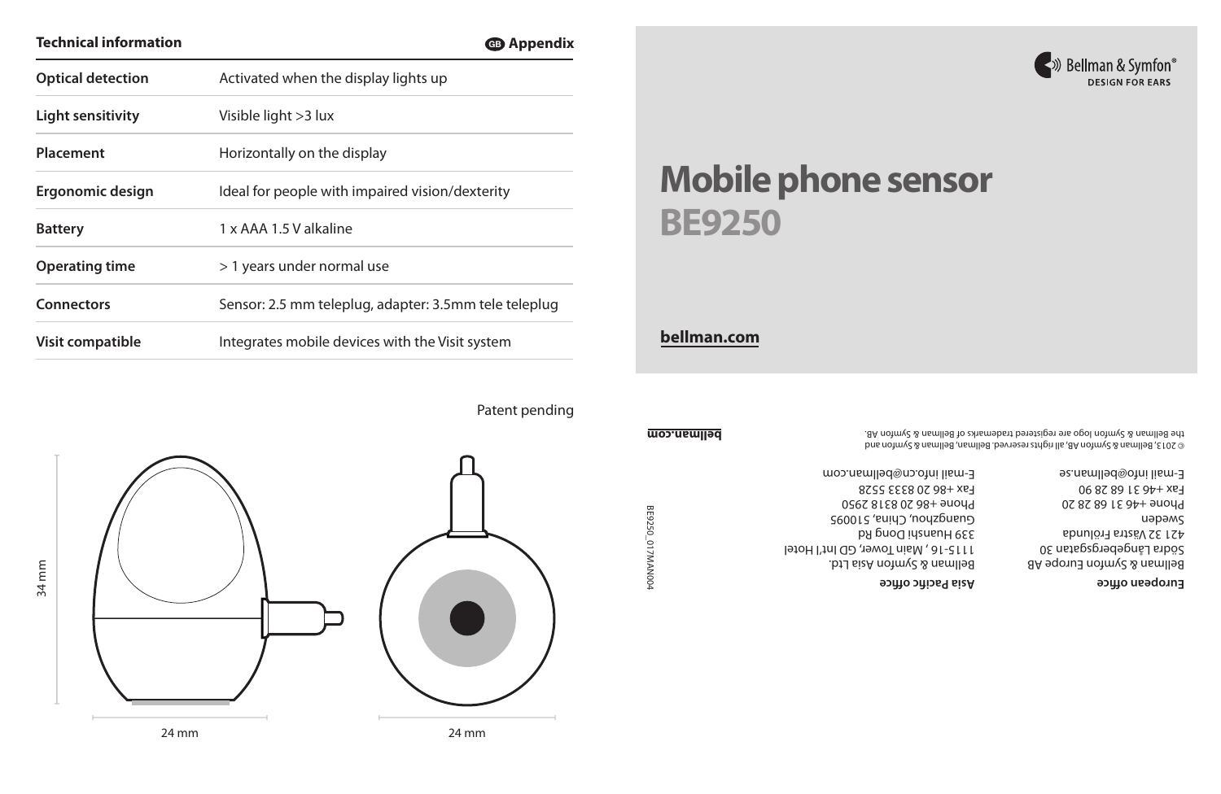## Technical information

**GB Appendix**

| | |
|---|---|
| **Optical detection** | Activated when the display lights up |
| **Light sensitivity** | Visible light >3 lux |
| **Placement** | Horizontally on the display |
| **Ergonomic design** | Ideal for people with impaired vision/dexterity |
| **Battery** | 1 x AAA 1.5 V alkaline |
| **Operating time** | > 1 years under normal use |
| **Connectors** | Sensor: 2.5 mm teleplug, adapter: 3.5mm tele teleplug |
| **Visit compatible** | Integrates mobile devices with the Visit system |

Patent pending

34 mm

24 mm

24 mm

Bellman & Symfon®
DESIGN FOR EARS

# Mobile phone sensor
# BE9250

**bellman.com**

**European office**
Bellman & Symfon Europe AB
Södra Långebergsgatan 30
421 32 Västra Frölunda
Sweden
Phone +46 31 68 28 20
Fax +46 31 68 28 90
E-mail info@bellman.se

**Asia Pacific office**
Bellman & Symfon Asia Ltd.
1115-16 , Main Tower, GD Int'l Hotel
339 Huanshi Dong Rd
Guangzhou, China, 510095
Phone +86 20 8318 2950
Fax +86 20 8333 5528
E-mail info.cn@bellman.com

© 2013, Bellman & Symfon AB, all rights reserved. Bellman, Bellman & Symfon and the Bellman & Symfon logo are registered trademarks of Bellman & Symfon AB.

**bellman.com**

BE9250_017MAN004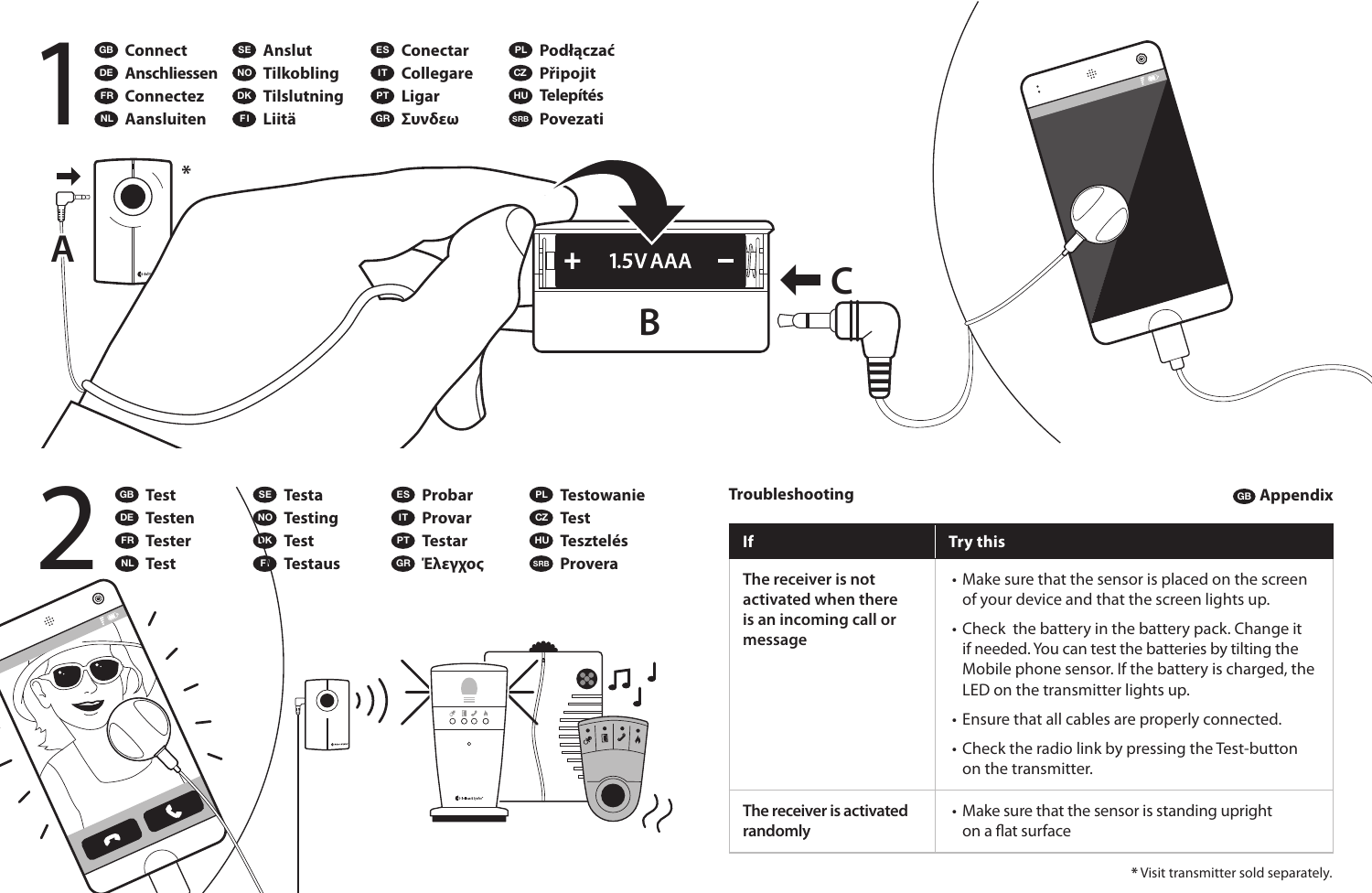# 1

GB Connect
DE Anschliessen
FR Connectez
NL Aansluiten
SE Anslut
NO Tilkobling
DK Tilslutning
FI Liitä
ES Conectar
IT Collegare
PT Ligar
GR Συνδεω
PL Podłączać
CZ Připojit
HU Telepítés
SRB Povezati

A *

1.5V AAA

B

C

# 2

GB Test
DE Testen
FR Tester
NL Test
SE Testa
NO Testing
DK Test
FI Testaus
ES Probar
IT Provar
PT Testar
GR Έλεγχος
PL Testowanie
CZ Test
HU Tesztelés
SRB Provera

## Troubleshooting

GB Appendix

| If | Try this |
|---|---|
| The receiver is not activated when there is an incoming call or message | • Make sure that the sensor is placed on the screen of your device and that the screen lights up.<br>• Check the battery in the battery pack. Change it if needed. You can test the batteries by tilting the Mobile phone sensor. If the battery is charged, the LED on the transmitter lights up.<br>• Ensure that all cables are properly connected.<br>• Check the radio link by pressing the Test-button on the transmitter. |
| The receiver is activated randomly | • Make sure that the sensor is standing upright on a flat surface |

* Visit transmitter sold separately.